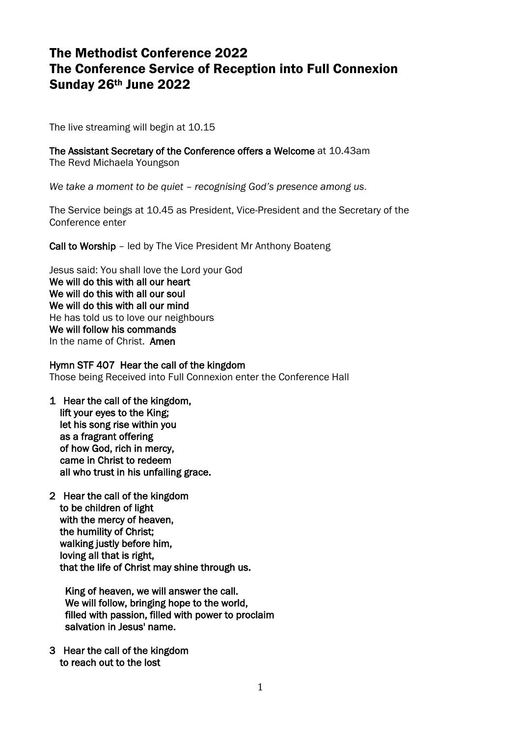# The Methodist Conference 2022
# The Conference Service of Reception into Full Connexion
# Sunday 26th June 2022

The live streaming will begin at 10.15

**The Assistant Secretary of the Conference offers a Welcome** at 10.43am
The Revd Michaela Youngson

*We take a moment to be quiet – recognising God's presence among us.*

The Service beings at 10.45 as President, Vice-President and the Secretary of the Conference enter

**Call to Worship** – led by The Vice President Mr Anthony Boateng

Jesus said: You shall love the Lord your God
**We will do this with all our heart**
**We will do this with all our soul**
**We will do this with all our mind**
He has told us to love our neighbours
**We will follow his commands**
In the name of Christ. **Amen**

**Hymn STF 407 Hear the call of the kingdom**
Those being Received into Full Connexion enter the Conference Hall

**1 Hear the call of the kingdom,**
**lift your eyes to the King;**
**let his song rise within you**
**as a fragrant offering**
**of how God, rich in mercy,**
**came in Christ to redeem**
**all who trust in his unfailing grace.**

**2 Hear the call of the kingdom**
**to be children of light**
**with the mercy of heaven,**
**the humility of Christ;**
**walking justly before him,**
**loving all that is right,**
**that the life of Christ may shine through us.**

**King of heaven, we will answer the call.**
**We will follow, bringing hope to the world,**
**filled with passion, filled with power to proclaim**
**salvation in Jesus' name.**

**3 Hear the call of the kingdom**
**to reach out to the lost**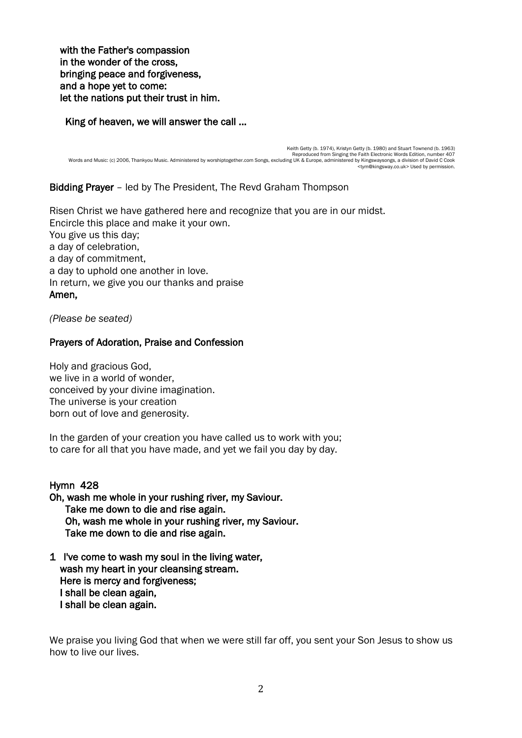**with the Father's compassion**
**in the wonder of the cross,**
**bringing peace and forgiveness,**
**and a hope yet to come:**
**let the nations put their trust in him.**

**King of heaven, we will answer the call ...**

Keith Getty (b. 1974), Kristyn Getty (b. 1980) and Stuart Townend (b. 1963)
Reproduced from Singing the Faith Electronic Words Edition, number 407
Words and Music: (c) 2006, Thankyou Music. Administered by worshiptogether.com Songs, excluding UK & Europe, administered by Kingswaysongs, a division of David C Cook <tym@kingsway.co.uk> Used by permission.

**Bidding Prayer** – led by The President, The Revd Graham Thompson

Risen Christ we have gathered here and recognize that you are in our midst.
Encircle this place and make it your own.
You give us this day;
a day of celebration,
a day of commitment,
a day to uphold one another in love.
In return, we give you our thanks and praise
**Amen,**

*(Please be seated)*

**Prayers of Adoration, Praise and Confession**

Holy and gracious God,
we live in a world of wonder,
conceived by your divine imagination.
The universe is your creation
born out of love and generosity.

In the garden of your creation you have called us to work with you;
to care for all that you have made, and yet we fail you day by day.

**Hymn 428**
**Oh, wash me whole in your rushing river, my Saviour.**
**Take me down to die and rise again.**
**Oh, wash me whole in your rushing river, my Saviour.**
**Take me down to die and rise again.**

**1 I've come to wash my soul in the living water,**
**wash my heart in your cleansing stream.**
**Here is mercy and forgiveness;**
**I shall be clean again,**
**I shall be clean again.**

We praise you living God that when we were still far off, you sent your Son Jesus to show us how to live our lives.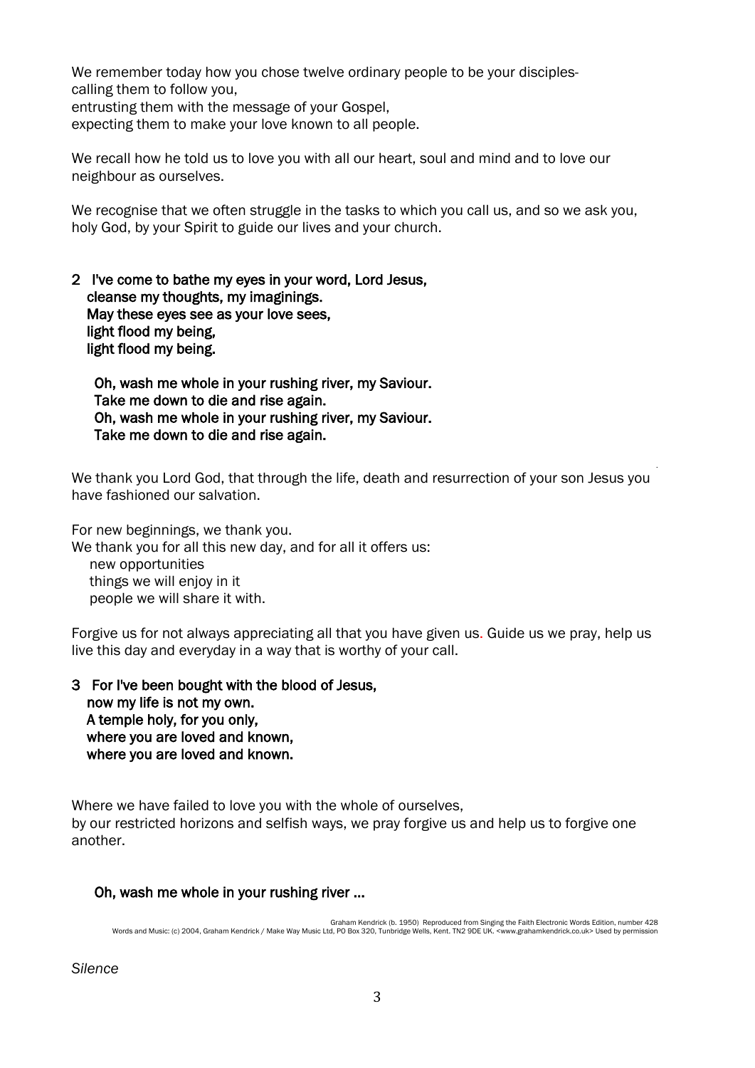We remember today how you chose twelve ordinary people to be your disciples-
calling them to follow you,
entrusting them with the message of your Gospel,
expecting them to make your love known to all people.

We recall how he told us to love you with all our heart, soul and mind and to love our neighbour as ourselves.

We recognise that we often struggle in the tasks to which you call us, and so we ask you, holy God, by your Spirit to guide our lives and your church.

**2 I've come to bathe my eyes in your word, Lord Jesus,**
**cleanse my thoughts, my imaginings.**
**May these eyes see as your love sees,**
**light flood my being,**
**light flood my being.**

**Oh, wash me whole in your rushing river, my Saviour.**
**Take me down to die and rise again.**
**Oh, wash me whole in your rushing river, my Saviour.**
**Take me down to die and rise again.**

We thank you Lord God, that through the life, death and resurrection of your son Jesus you have fashioned our salvation.

For new beginnings, we thank you.
We thank you for all this new day, and for all it offers us:
new opportunities
things we will enjoy in it
people we will share it with.

Forgive us for not always appreciating all that you have given us. Guide us we pray, help us live this day and everyday in a way that is worthy of your call.

**3 For I've been bought with the blood of Jesus,**
**now my life is not my own.**
**A temple holy, for you only,**
**where you are loved and known,**
**where you are loved and known.**

Where we have failed to love you with the whole of ourselves,
by our restricted horizons and selfish ways, we pray forgive us and help us to forgive one another.

**Oh, wash me whole in your rushing river ...**

Graham Kendrick (b. 1950) Reproduced from Singing the Faith Electronic Words Edition, number 428
Words and Music: (c) 2004, Graham Kendrick / Make Way Music Ltd, PO Box 320, Tunbridge Wells, Kent. TN2 9DE UK. <www.grahamkendrick.co.uk> Used by permission

*Silence*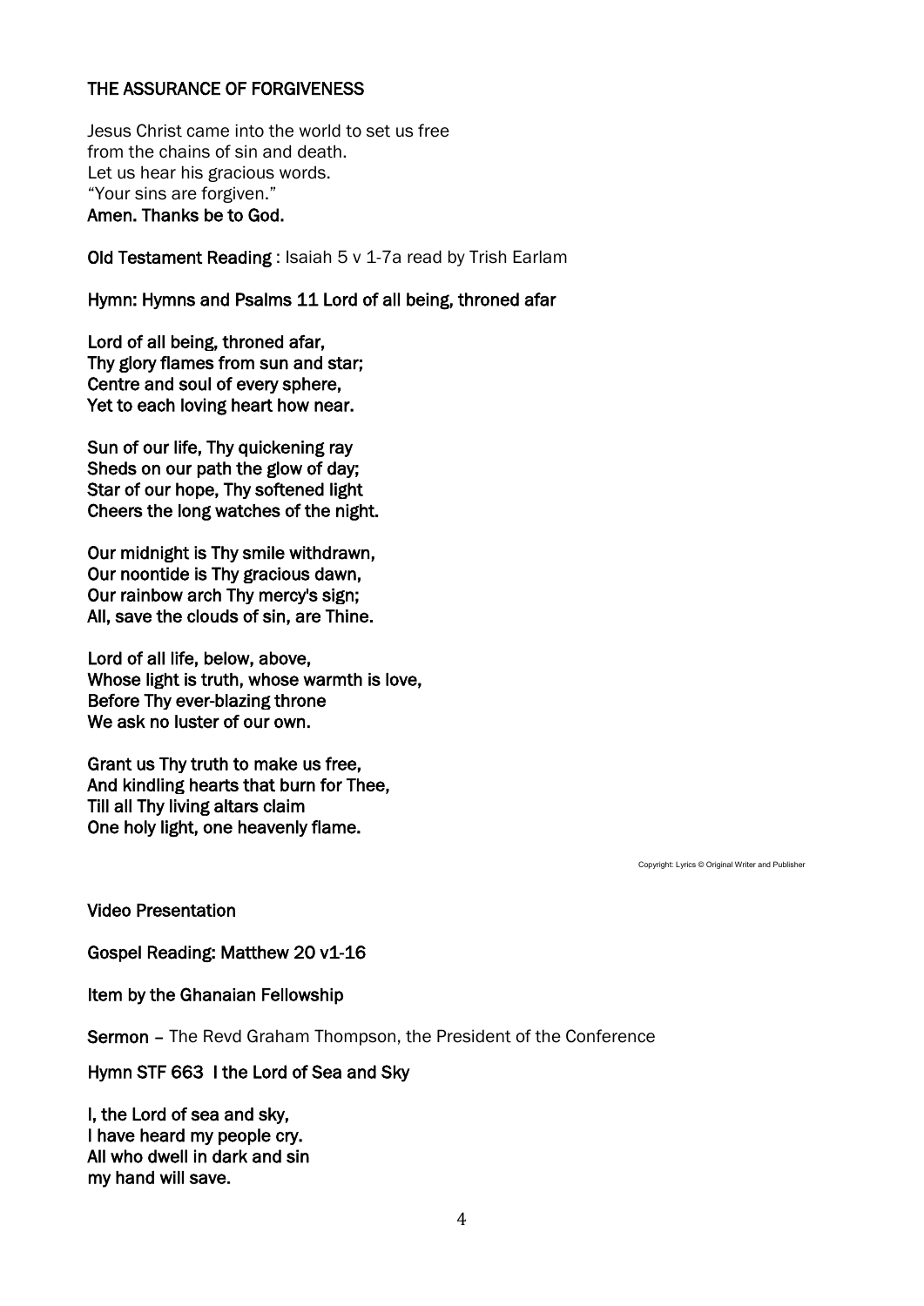## THE ASSURANCE OF FORGIVENESS

Jesus Christ came into the world to set us free
from the chains of sin and death.
Let us hear his gracious words.
"Your sins are forgiven."
**Amen. Thanks be to God.**

**Old Testament Reading** : Isaiah 5 v 1-7a read by Trish Earlam

**Hymn: Hymns and Psalms 11 Lord of all being, throned afar**

**Lord of all being, throned afar,
Thy glory flames from sun and star;
Centre and soul of every sphere,
Yet to each loving heart how near.**

**Sun of our life, Thy quickening ray
Sheds on our path the glow of day;
Star of our hope, Thy softened light
Cheers the long watches of the night.**

**Our midnight is Thy smile withdrawn,
Our noontide is Thy gracious dawn,
Our rainbow arch Thy mercy's sign;
All, save the clouds of sin, are Thine.**

**Lord of all life, below, above,
Whose light is truth, whose warmth is love,
Before Thy ever-blazing throne
We ask no luster of our own.**

**Grant us Thy truth to make us free,
And kindling hearts that burn for Thee,
Till all Thy living altars claim
One holy light, one heavenly flame.**

Copyright: Lyrics © Original Writer and Publisher

**Video Presentation**

**Gospel Reading: Matthew 20 v1-16**

**Item by the Ghanaian Fellowship**

**Sermon** – The Revd Graham Thompson, the President of the Conference

**Hymn STF 663 I the Lord of Sea and Sky**

**I, the Lord of sea and sky,
I have heard my people cry.
All who dwell in dark and sin
my hand will save.**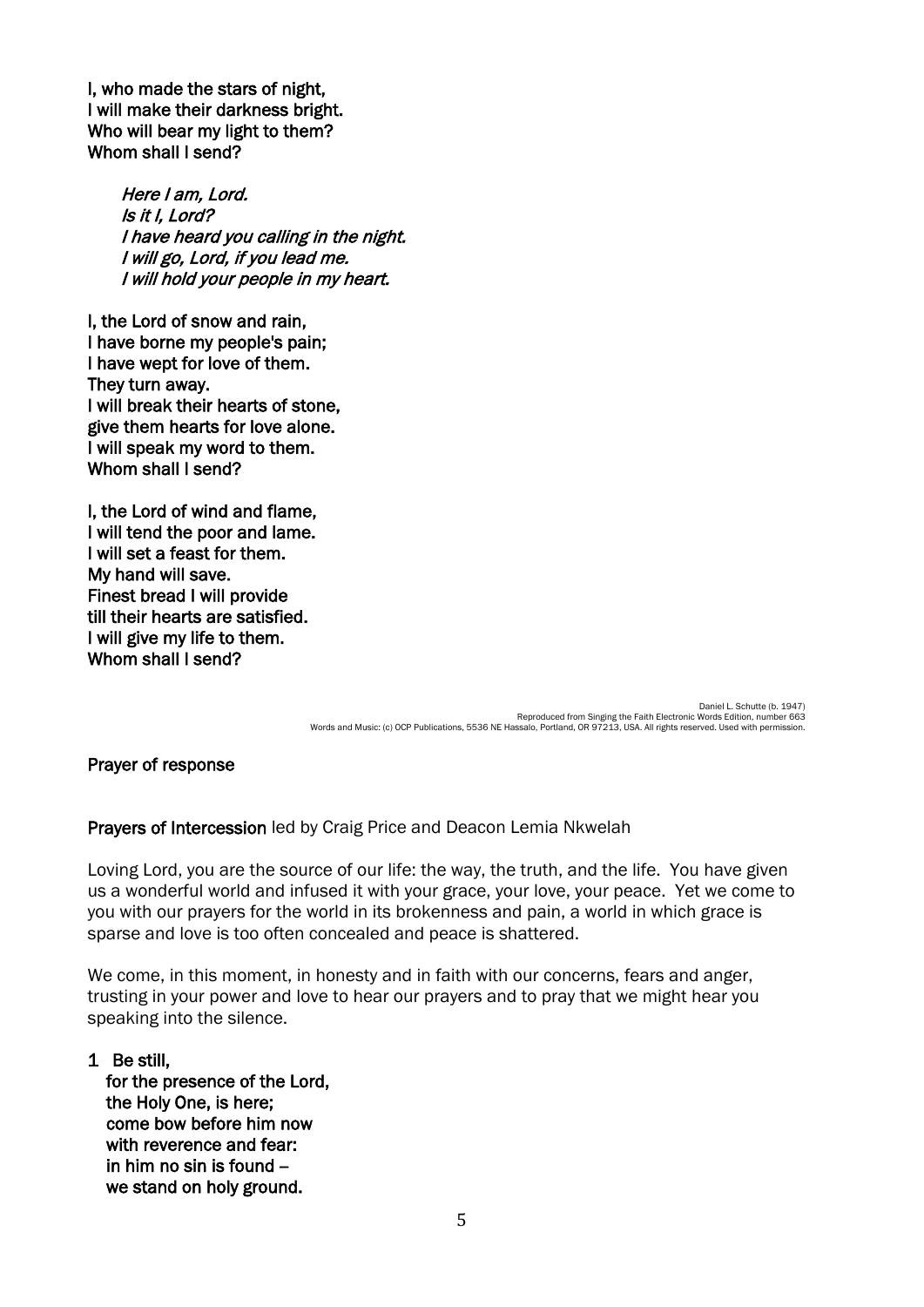**I, who made the stars of night,**
**I will make their darkness bright.**
**Who will bear my light to them?**
**Whom shall I send?**

> ***Here I am, Lord.***
> ***Is it I, Lord?***
> ***I have heard you calling in the night.***
> ***I will go, Lord, if you lead me.***
> ***I will hold your people in my heart.***

**I, the Lord of snow and rain,**
**I have borne my people's pain;**
**I have wept for love of them.**
**They turn away.**
**I will break their hearts of stone,**
**give them hearts for love alone.**
**I will speak my word to them.**
**Whom shall I send?**

**I, the Lord of wind and flame,**
**I will tend the poor and lame.**
**I will set a feast for them.**
**My hand will save.**
**Finest bread I will provide**
**till their hearts are satisfied.**
**I will give my life to them.**
**Whom shall I send?**

Daniel L. Schutte (b. 1947)
Reproduced from Singing the Faith Electronic Words Edition, number 663
Words and Music: (c) OCP Publications, 5536 NE Hassalo, Portland, OR 97213, USA. All rights reserved. Used with permission.

**Prayer of response**

**Prayers of Intercession** led by Craig Price and Deacon Lemia Nkwelah

Loving Lord, you are the source of our life: the way, the truth, and the life. You have given us a wonderful world and infused it with your grace, your love, your peace. Yet we come to you with our prayers for the world in its brokenness and pain, a world in which grace is sparse and love is too often concealed and peace is shattered.

We come, in this moment, in honesty and in faith with our concerns, fears and anger, trusting in your power and love to hear our prayers and to pray that we might hear you speaking into the silence.

**1 Be still,**
**for the presence of the Lord,**
**the Holy One, is here;**
**come bow before him now**
**with reverence and fear:**
**in him no sin is found –**
**we stand on holy ground.**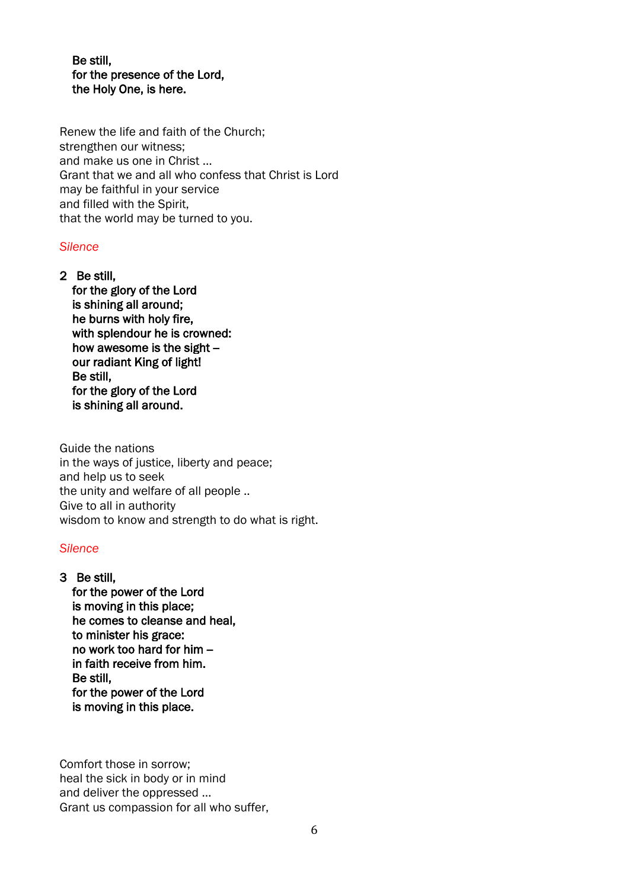**Be still,**
**for the presence of the Lord,**
**the Holy One, is here.**

Renew the life and faith of the Church;
strengthen our witness;
and make us one in Christ …
Grant that we and all who confess that Christ is Lord
may be faithful in your service
and filled with the Spirit,
that the world may be turned to you.

*Silence*

**2 Be still,**
**for the glory of the Lord**
**is shining all around;**
**he burns with holy fire,**
**with splendour he is crowned:**
**how awesome is the sight –**
**our radiant King of light!**
**Be still,**
**for the glory of the Lord**
**is shining all around.**

Guide the nations
in the ways of justice, liberty and peace;
and help us to seek
the unity and welfare of all people ..
Give to all in authority
wisdom to know and strength to do what is right.

*Silence*

**3 Be still,**
**for the power of the Lord**
**is moving in this place;**
**he comes to cleanse and heal,**
**to minister his grace:**
**no work too hard for him –**
**in faith receive from him.**
**Be still,**
**for the power of the Lord**
**is moving in this place.**

Comfort those in sorrow;
heal the sick in body or in mind
and deliver the oppressed …
Grant us compassion for all who suffer,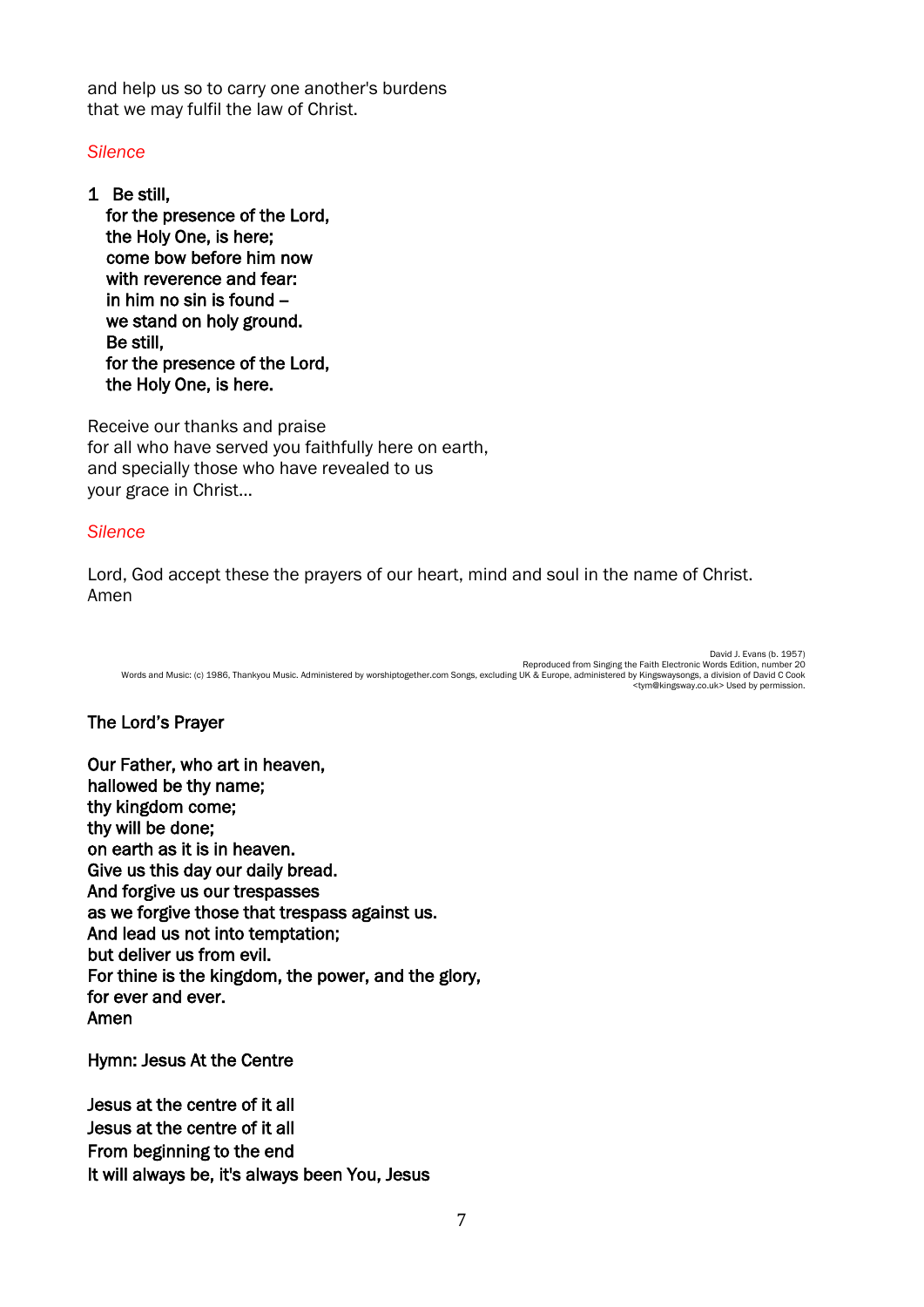and help us so to carry one another's burdens
that we may fulfil the law of Christ.

*Silence*

1 **Be still,**
**for the presence of the Lord,**
**the Holy One, is here;**
**come bow before him now**
**with reverence and fear:**
**in him no sin is found –**
**we stand on holy ground.**
**Be still,**
**for the presence of the Lord,**
**the Holy One, is here.**

Receive our thanks and praise
for all who have served you faithfully here on earth,
and specially those who have revealed to us
your grace in Christ…

*Silence*

Lord, God accept these the prayers of our heart, mind and soul in the name of Christ.
Amen

David J. Evans (b. 1957)
Reproduced from Singing the Faith Electronic Words Edition, number 20
Words and Music: (c) 1986, Thankyou Music. Administered by worshiptogether.com Songs, excluding UK & Europe, administered by Kingswaysongs, a division of David C Cook <tym@kingsway.co.uk> Used by permission.

**The Lord's Prayer**

**Our Father, who art in heaven,**
**hallowed be thy name;**
**thy kingdom come;**
**thy will be done;**
**on earth as it is in heaven.**
**Give us this day our daily bread.**
**And forgive us our trespasses**
**as we forgive those that trespass against us.**
**And lead us not into temptation;**
**but deliver us from evil.**
**For thine is the kingdom, the power, and the glory,**
**for ever and ever.**
**Amen**

**Hymn: Jesus At the Centre**

**Jesus at the centre of it all**
**Jesus at the centre of it all**
**From beginning to the end**
**It will always be, it's always been You, Jesus**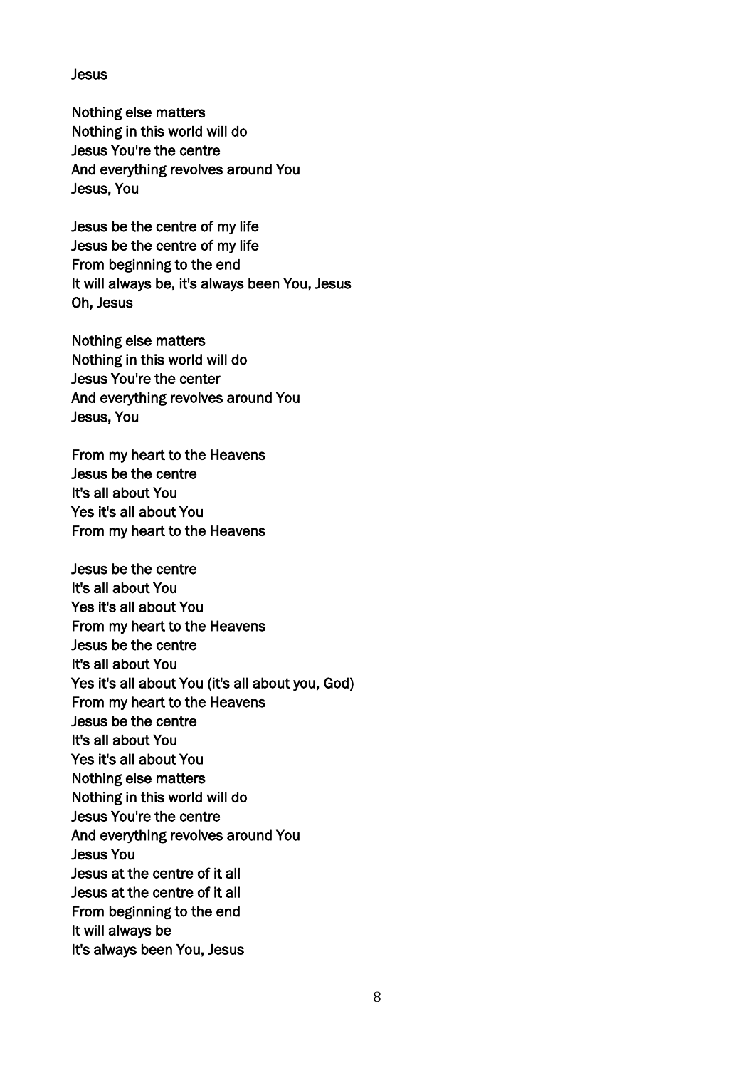Jesus

Nothing else matters
Nothing in this world will do
Jesus You're the centre
And everything revolves around You
Jesus, You

Jesus be the centre of my life
Jesus be the centre of my life
From beginning to the end
It will always be, it's always been You, Jesus
Oh, Jesus

Nothing else matters
Nothing in this world will do
Jesus You're the center
And everything revolves around You
Jesus, You

From my heart to the Heavens
Jesus be the centre
It's all about You
Yes it's all about You
From my heart to the Heavens

Jesus be the centre
It's all about You
Yes it's all about You
From my heart to the Heavens
Jesus be the centre
It's all about You
Yes it's all about You (it's all about you, God)
From my heart to the Heavens
Jesus be the centre
It's all about You
Yes it's all about You
Nothing else matters
Nothing in this world will do
Jesus You're the centre
And everything revolves around You
Jesus You
Jesus at the centre of it all
Jesus at the centre of it all
From beginning to the end
It will always be
It's always been You, Jesus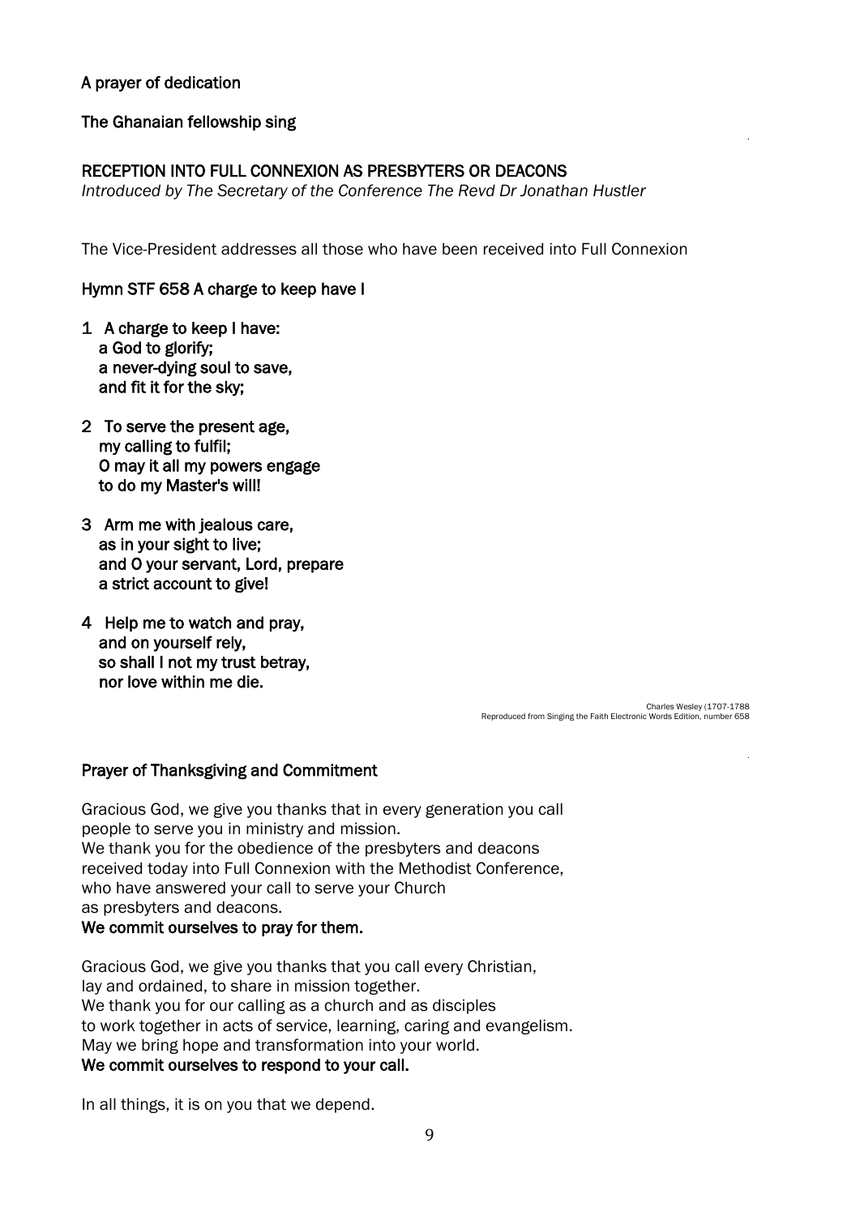**A prayer of dedication**

**The Ghanaian fellowship sing**

**RECEPTION INTO FULL CONNEXION AS PRESBYTERS OR DEACONS**
*Introduced by The Secretary of the Conference The Revd Dr Jonathan Hustler*

The Vice-President addresses all those who have been received into Full Connexion

**Hymn STF 658 A charge to keep have I**

**1 A charge to keep I have:**
**a God to glorify;**
**a never-dying soul to save,**
**and fit it for the sky;**

**2 To serve the present age,**
**my calling to fulfil;**
**O may it all my powers engage**
**to do my Master's will!**

**3 Arm me with jealous care,**
**as in your sight to live;**
**and O your servant, Lord, prepare**
**a strict account to give!**

**4 Help me to watch and pray,**
**and on yourself rely,**
**so shall I not my trust betray,**
**nor love within me die.**

Charles Wesley (1707-1788
Reproduced from Singing the Faith Electronic Words Edition, number 658

**Prayer of Thanksgiving and Commitment**

Gracious God, we give you thanks that in every generation you call
people to serve you in ministry and mission.
We thank you for the obedience of the presbyters and deacons
received today into Full Connexion with the Methodist Conference,
who have answered your call to serve your Church
as presbyters and deacons.
**We commit ourselves to pray for them.**

Gracious God, we give you thanks that you call every Christian,
lay and ordained, to share in mission together.
We thank you for our calling as a church and as disciples
to work together in acts of service, learning, caring and evangelism.
May we bring hope and transformation into your world.
**We commit ourselves to respond to your call.**

In all things, it is on you that we depend.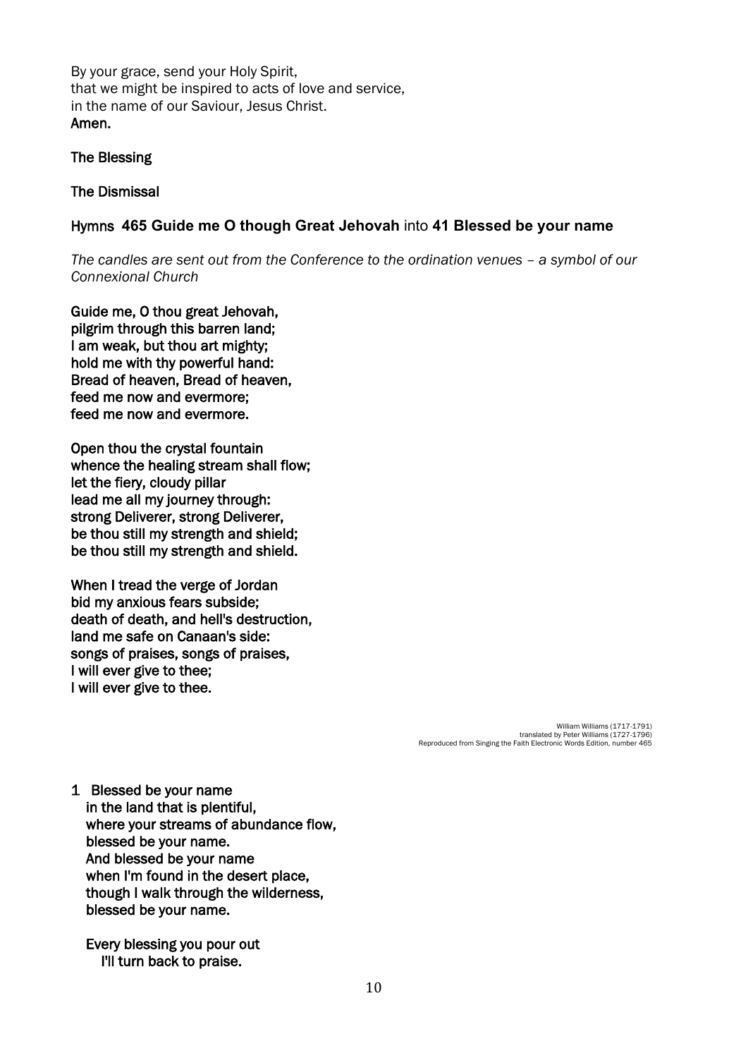By your grace, send your Holy Spirit,
that we might be inspired to acts of love and service,
in the name of our Saviour, Jesus Christ.
**Amen.**

**The Blessing**

**The Dismissal**

**Hymns 465 Guide me O though Great Jehovah** into **41 Blessed be your name**

*The candles are sent out from the Conference to the ordination venues – a symbol of our Connexional Church*

**Guide me, O thou great Jehovah,
pilgrim through this barren land;
I am weak, but thou art mighty;
hold me with thy powerful hand:
Bread of heaven, Bread of heaven,
feed me now and evermore;
feed me now and evermore.**

**Open thou the crystal fountain
whence the healing stream shall flow;
let the fiery, cloudy pillar
lead me all my journey through:
strong Deliverer, strong Deliverer,
be thou still my strength and shield;
be thou still my strength and shield.**

**When I tread the verge of Jordan
bid my anxious fears subside;
death of death, and hell's destruction,
land me safe on Canaan's side:
songs of praises, songs of praises,
I will ever give to thee;
I will ever give to thee.**

William Williams (1717-1791)
translated by Peter Williams (1727-1796)
Reproduced from Singing the Faith Electronic Words Edition, number 465

**1 Blessed be your name
in the land that is plentiful,
where your streams of abundance flow,
blessed be your name.
And blessed be your name
when I'm found in the desert place,
though I walk through the wilderness,
blessed be your name.**

**Every blessing you pour out
I'll turn back to praise.**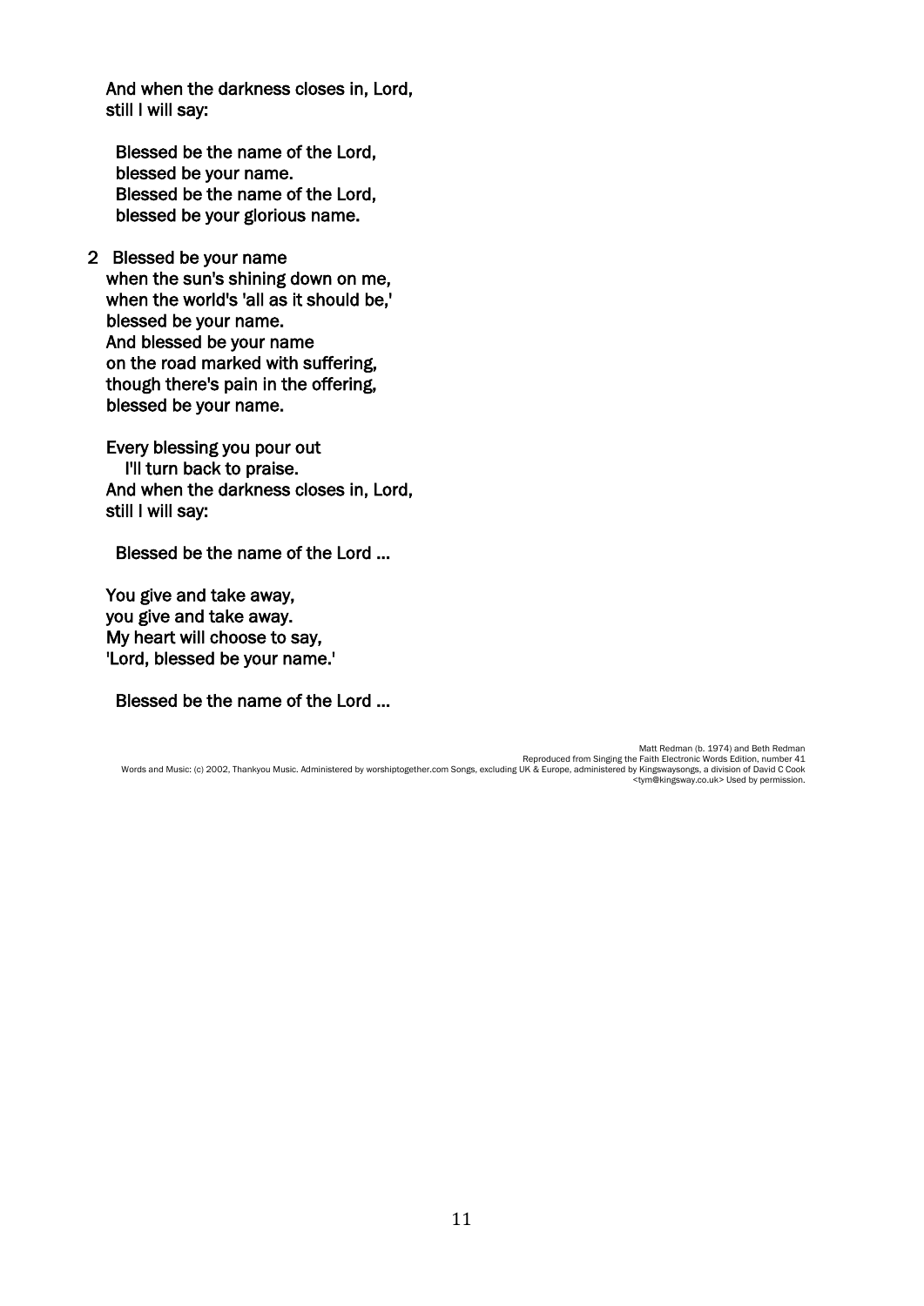And when the darkness closes in, Lord,
still I will say:

Blessed be the name of the Lord,
blessed be your name.
Blessed be the name of the Lord,
blessed be your glorious name.

2 Blessed be your name
when the sun's shining down on me,
when the world's 'all as it should be,'
blessed be your name.
And blessed be your name
on the road marked with suffering,
though there's pain in the offering,
blessed be your name.

Every blessing you pour out
I'll turn back to praise.
And when the darkness closes in, Lord,
still I will say:

Blessed be the name of the Lord ...

You give and take away,
you give and take away.
My heart will choose to say,
'Lord, blessed be your name.'

Blessed be the name of the Lord ...

Matt Redman (b. 1974) and Beth Redman
Reproduced from Singing the Faith Electronic Words Edition, number 41
Words and Music: (c) 2002, Thankyou Music. Administered by worshiptogether.com Songs, excluding UK & Europe, administered by Kingswaysongs, a division of David C Cook <tym@kingsway.co.uk> Used by permission.